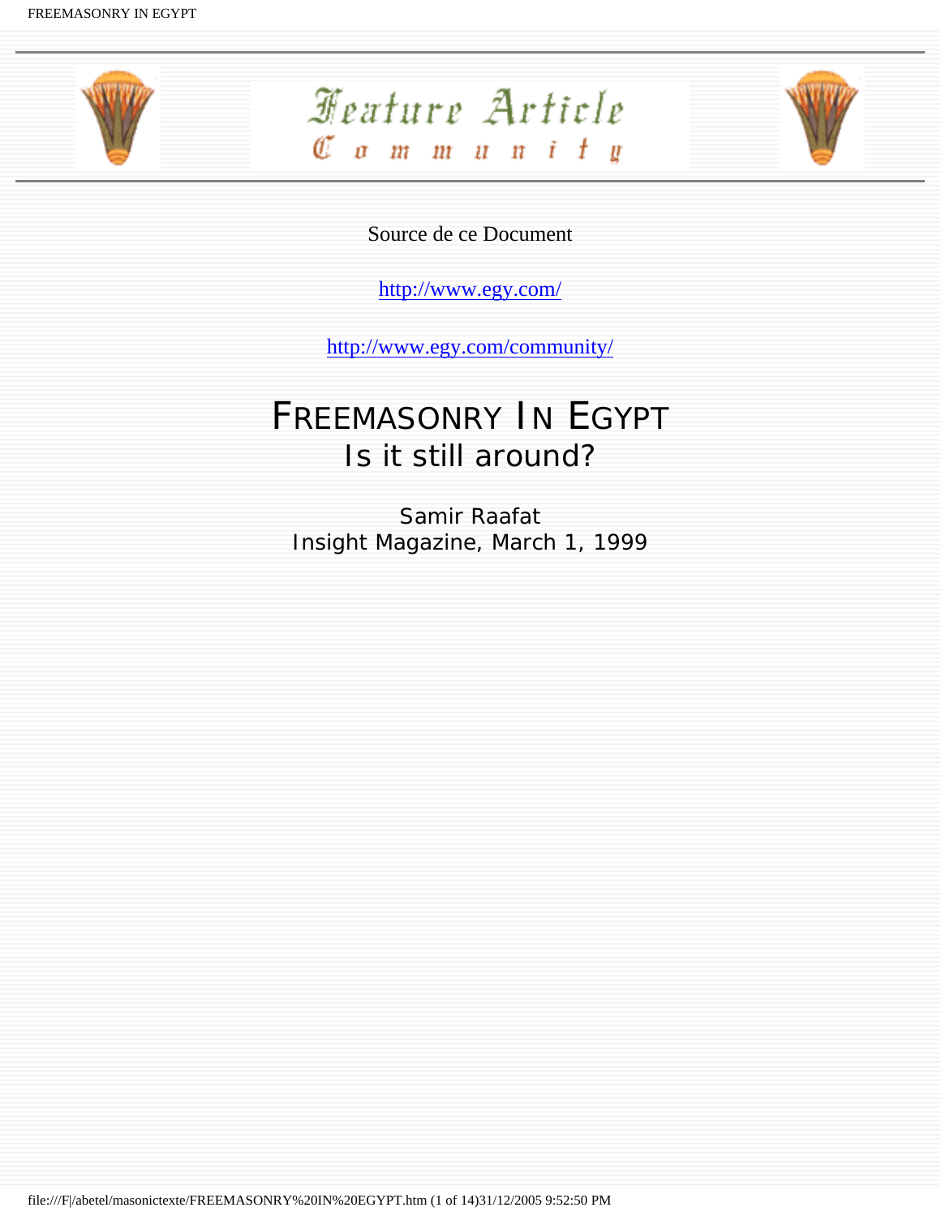Feature Article

Community

Source de ce Document

http://www.egy.com/

http://www.egy.com/community/

# FREEMASONRY IN EGYPT

## Is it still around?

Samir Raafat
Insight Magazine, March 1, 1999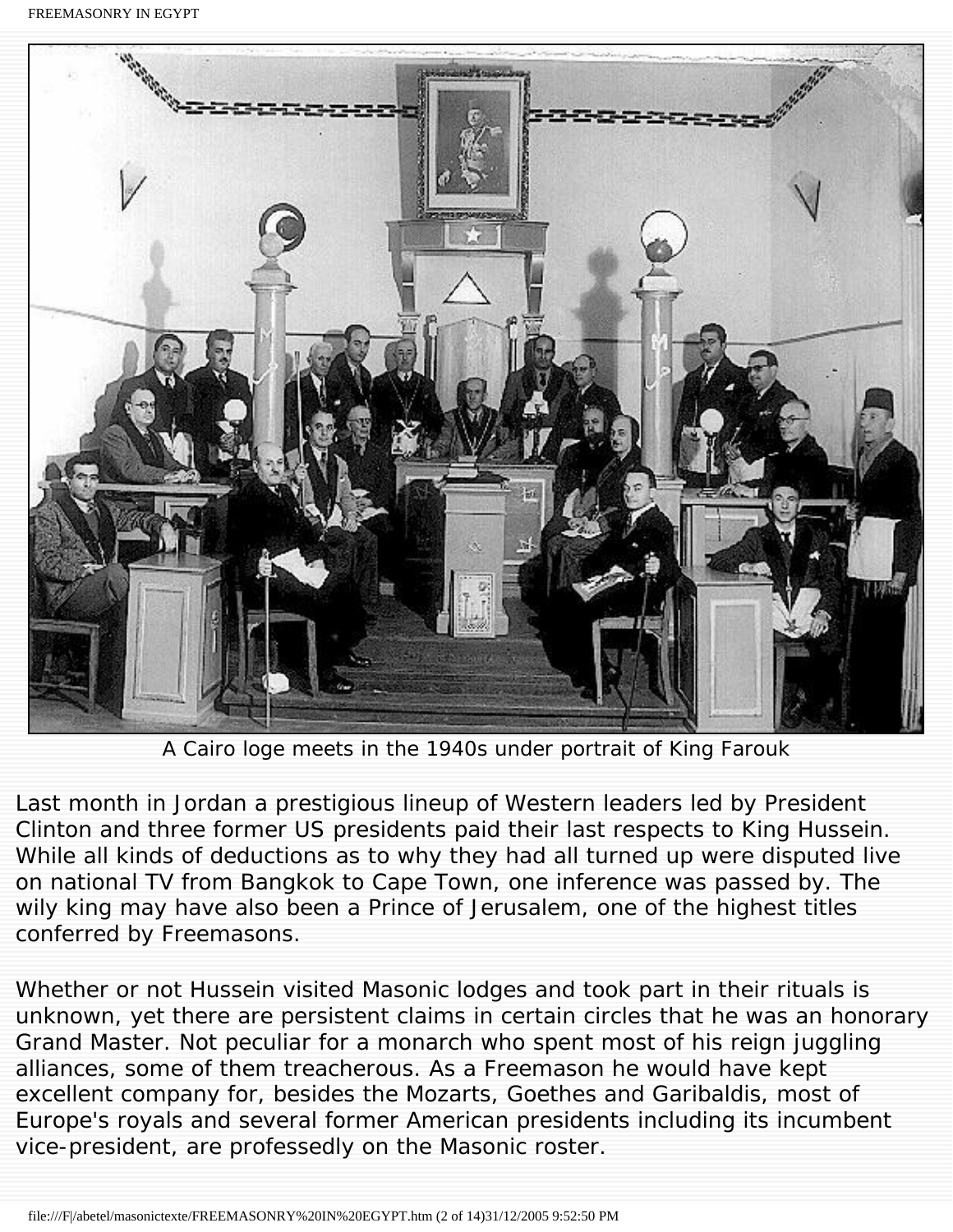A Cairo loge meets in the 1940s under portrait of King Farouk

Last month in Jordan a prestigious lineup of Western leaders led by President Clinton and three former US presidents paid their last respects to King Hussein. While all kinds of deductions as to why they had all turned up were disputed live on national TV from Bangkok to Cape Town, one inference was passed by. The wily king may have also been a Prince of Jerusalem, one of the highest titles conferred by Freemasons.

Whether or not Hussein visited Masonic lodges and took part in their rituals is unknown, yet there are persistent claims in certain circles that he was an honorary Grand Master. Not peculiar for a monarch who spent most of his reign juggling alliances, some of them treacherous. As a Freemason he would have kept excellent company for, besides the Mozarts, Goethes and Garibaldis, most of Europe's royals and several former American presidents including its incumbent vice-president, are professedly on the Masonic roster.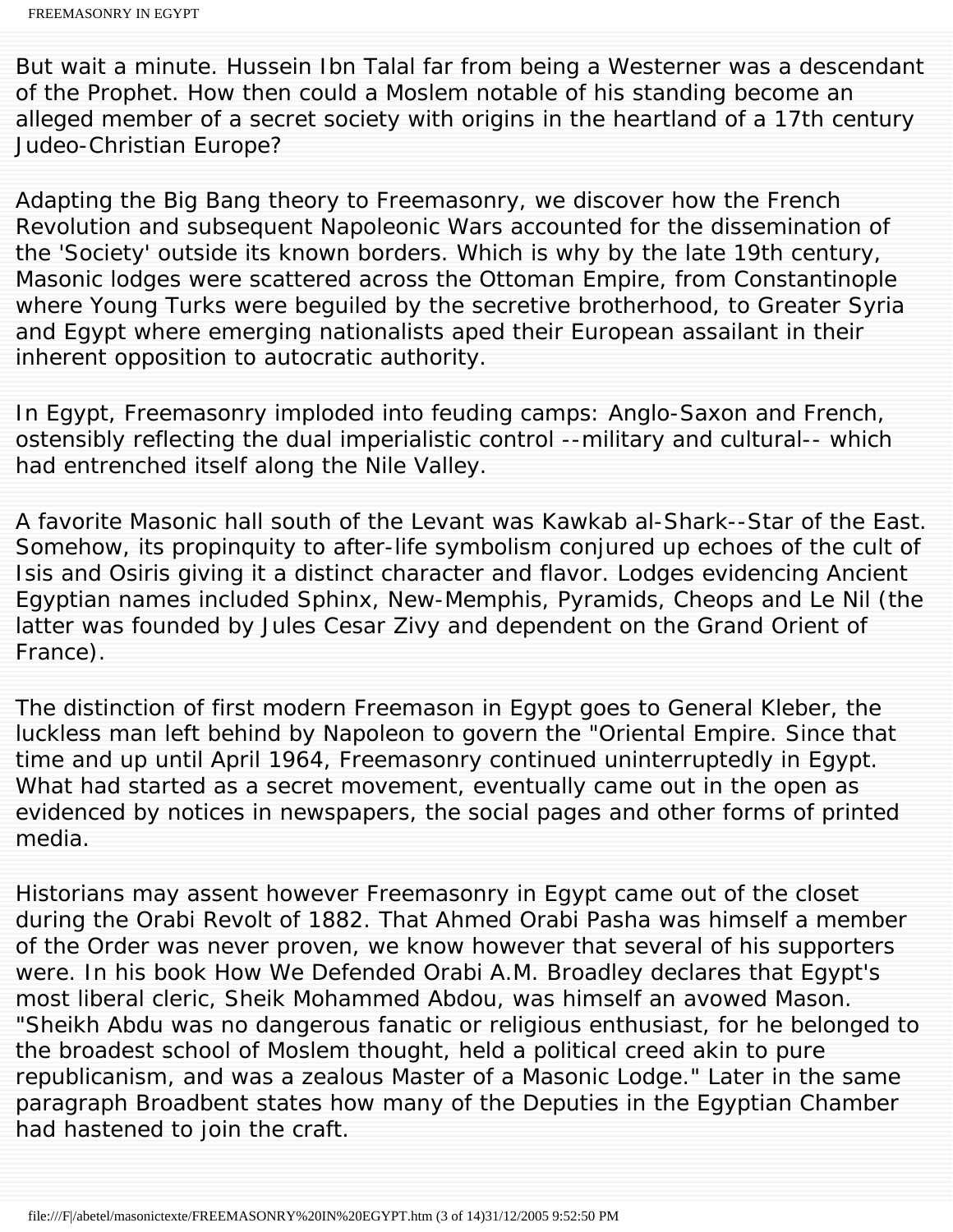But wait a minute. Hussein Ibn Talal far from being a Westerner was a descendant of the Prophet. How then could a Moslem notable of his standing become an alleged member of a secret society with origins in the heartland of a 17th century Judeo-Christian Europe?

Adapting the Big Bang theory to Freemasonry, we discover how the French Revolution and subsequent Napoleonic Wars accounted for the dissemination of the 'Society' outside its known borders. Which is why by the late 19th century, Masonic lodges were scattered across the Ottoman Empire, from Constantinople where Young Turks were beguiled by the secretive brotherhood, to Greater Syria and Egypt where emerging nationalists aped their European assailant in their inherent opposition to autocratic authority.

In Egypt, Freemasonry imploded into feuding camps: Anglo-Saxon and French, ostensibly reflecting the dual imperialistic control --military and cultural-- which had entrenched itself along the Nile Valley.

A favorite Masonic hall south of the Levant was Kawkab al-Shark--Star of the East. Somehow, its propinquity to after-life symbolism conjured up echoes of the cult of Isis and Osiris giving it a distinct character and flavor. Lodges evidencing Ancient Egyptian names included Sphinx, New-Memphis, Pyramids, Cheops and Le Nil (the latter was founded by Jules Cesar Zivy and dependent on the Grand Orient of France).

The distinction of first modern Freemason in Egypt goes to General Kleber, the luckless man left behind by Napoleon to govern the "Oriental Empire. Since that time and up until April 1964, Freemasonry continued uninterruptedly in Egypt. What had started as a secret movement, eventually came out in the open as evidenced by notices in newspapers, the social pages and other forms of printed media.

Historians may assent however Freemasonry in Egypt came out of the closet during the Orabi Revolt of 1882. That Ahmed Orabi Pasha was himself a member of the Order was never proven, we know however that several of his supporters were. In his book How We Defended Orabi A.M. Broadley declares that Egypt's most liberal cleric, Sheik Mohammed Abdou, was himself an avowed Mason. "Sheikh Abdu was no dangerous fanatic or religious enthusiast, for he belonged to the broadest school of Moslem thought, held a political creed akin to pure republicanism, and was a zealous Master of a Masonic Lodge." Later in the same paragraph Broadbent states how many of the Deputies in the Egyptian Chamber had hastened to join the craft.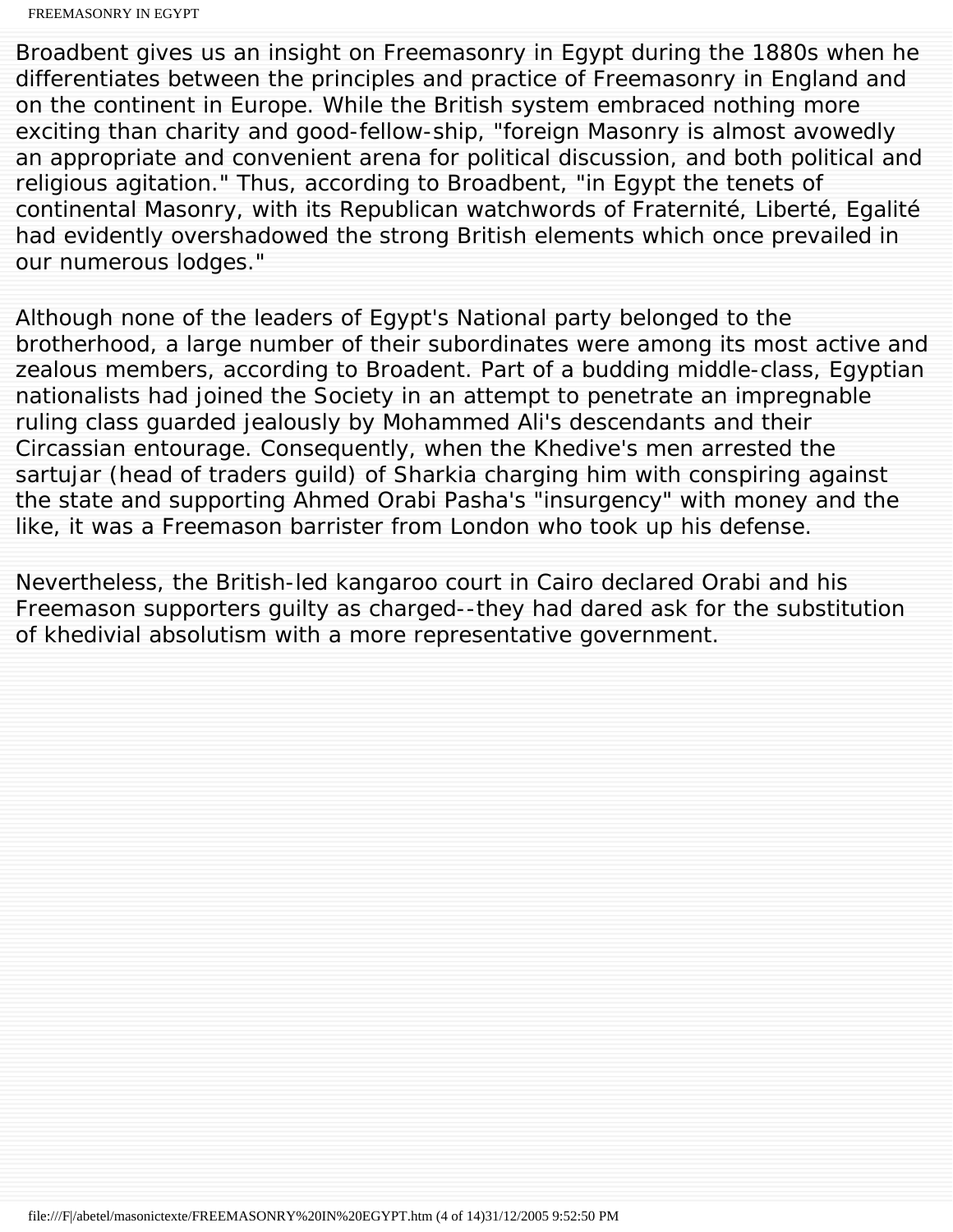Broadbent gives us an insight on Freemasonry in Egypt during the 1880s when he differentiates between the principles and practice of Freemasonry in England and on the continent in Europe. While the British system embraced nothing more exciting than charity and good-fellow-ship, "foreign Masonry is almost avowedly an appropriate and convenient arena for political discussion, and both political and religious agitation." Thus, according to Broadbent, "in Egypt the tenets of continental Masonry, with its Republican watchwords of Fraternité, Liberté, Egalité had evidently overshadowed the strong British elements which once prevailed in our numerous lodges."

Although none of the leaders of Egypt's National party belonged to the brotherhood, a large number of their subordinates were among its most active and zealous members, according to Broadent. Part of a budding middle-class, Egyptian nationalists had joined the Society in an attempt to penetrate an impregnable ruling class guarded jealously by Mohammed Ali's descendants and their Circassian entourage. Consequently, when the Khedive's men arrested the sartujar (head of traders guild) of Sharkia charging him with conspiring against the state and supporting Ahmed Orabi Pasha's "insurgency" with money and the like, it was a Freemason barrister from London who took up his defense.

Nevertheless, the British-led kangaroo court in Cairo declared Orabi and his Freemason supporters guilty as charged--they had dared ask for the substitution of khedivial absolutism with a more representative government.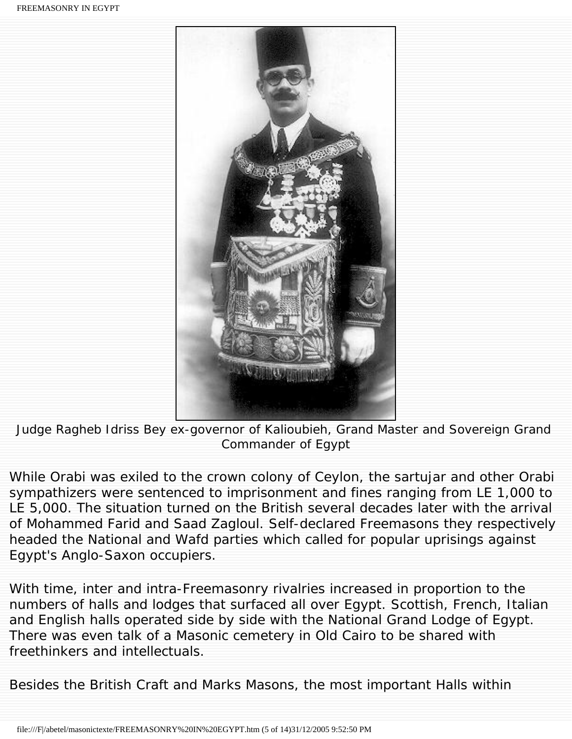Judge Ragheb Idriss Bey ex-governor of Kalioubieh, Grand Master and Sovereign Grand Commander of Egypt

While Orabi was exiled to the crown colony of Ceylon, the sartujar and other Orabi sympathizers were sentenced to imprisonment and fines ranging from LE 1,000 to LE 5,000. The situation turned on the British several decades later with the arrival of Mohammed Farid and Saad Zagloul. Self-declared Freemasons they respectively headed the National and Wafd parties which called for popular uprisings against Egypt's Anglo-Saxon occupiers.

With time, inter and intra-Freemasonry rivalries increased in proportion to the numbers of halls and lodges that surfaced all over Egypt. Scottish, French, Italian and English halls operated side by side with the National Grand Lodge of Egypt. There was even talk of a Masonic cemetery in Old Cairo to be shared with freethinkers and intellectuals.

Besides the British Craft and Marks Masons, the most important Halls within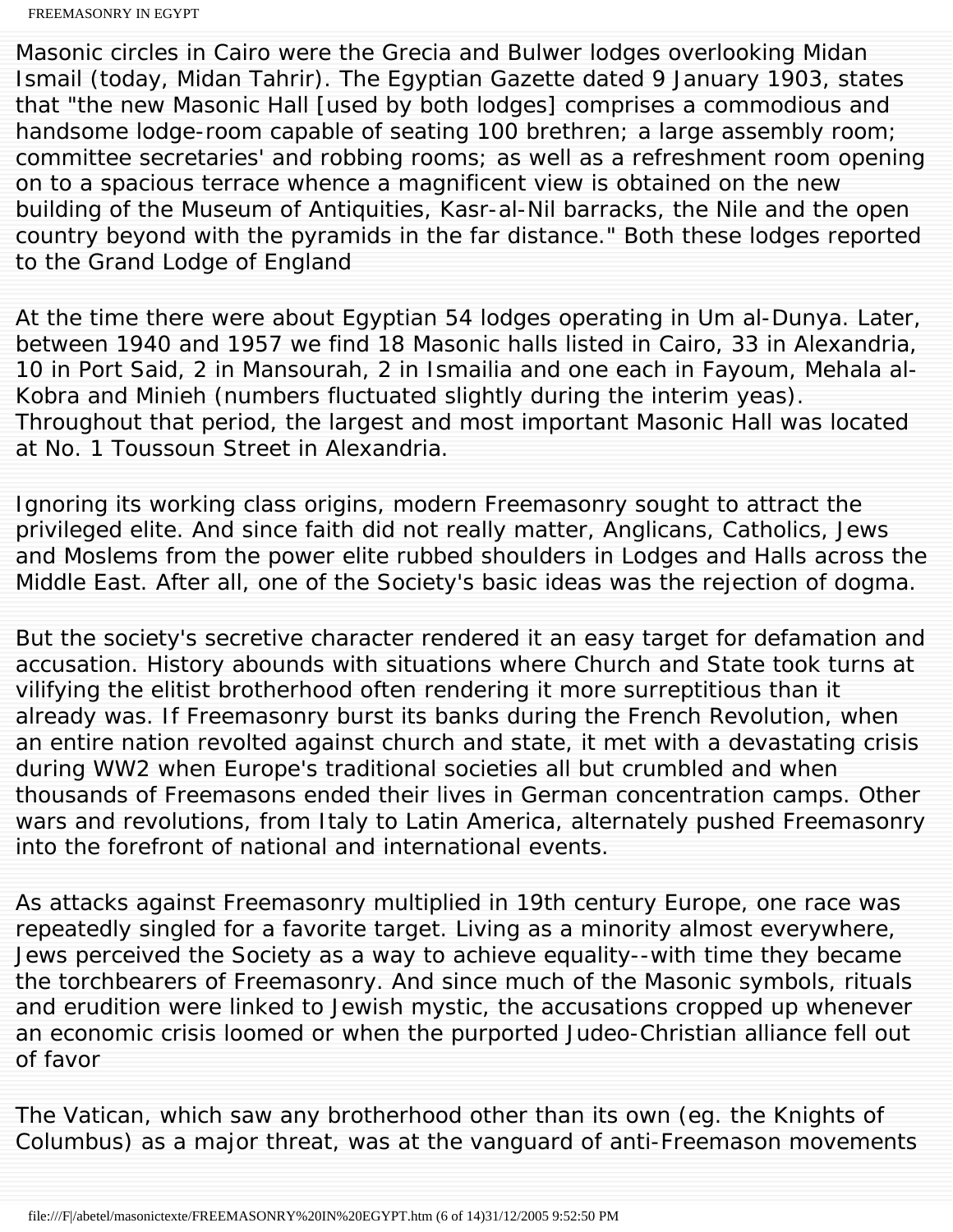Masonic circles in Cairo were the Grecia and Bulwer lodges overlooking Midan Ismail (today, Midan Tahrir). The Egyptian Gazette dated 9 January 1903, states that "the new Masonic Hall [used by both lodges] comprises a commodious and handsome lodge-room capable of seating 100 brethren; a large assembly room; committee secretaries' and robbing rooms; as well as a refreshment room opening on to a spacious terrace whence a magnificent view is obtained on the new building of the Museum of Antiquities, Kasr-al-Nil barracks, the Nile and the open country beyond with the pyramids in the far distance." Both these lodges reported to the Grand Lodge of England

At the time there were about Egyptian 54 lodges operating in Um al-Dunya. Later, between 1940 and 1957 we find 18 Masonic halls listed in Cairo, 33 in Alexandria, 10 in Port Said, 2 in Mansourah, 2 in Ismailia and one each in Fayoum, Mehala al-Kobra and Minieh (numbers fluctuated slightly during the interim yeas). Throughout that period, the largest and most important Masonic Hall was located at No. 1 Toussoun Street in Alexandria.

Ignoring its working class origins, modern Freemasonry sought to attract the privileged elite. And since faith did not really matter, Anglicans, Catholics, Jews and Moslems from the power elite rubbed shoulders in Lodges and Halls across the Middle East. After all, one of the Society's basic ideas was the rejection of dogma.

But the society's secretive character rendered it an easy target for defamation and accusation. History abounds with situations where Church and State took turns at vilifying the elitist brotherhood often rendering it more surreptitious than it already was. If Freemasonry burst its banks during the French Revolution, when an entire nation revolted against church and state, it met with a devastating crisis during WW2 when Europe's traditional societies all but crumbled and when thousands of Freemasons ended their lives in German concentration camps. Other wars and revolutions, from Italy to Latin America, alternately pushed Freemasonry into the forefront of national and international events.

As attacks against Freemasonry multiplied in 19th century Europe, one race was repeatedly singled for a favorite target. Living as a minority almost everywhere, Jews perceived the Society as a way to achieve equality--with time they became the torchbearers of Freemasonry. And since much of the Masonic symbols, rituals and erudition were linked to Jewish mystic, the accusations cropped up whenever an economic crisis loomed or when the purported Judeo-Christian alliance fell out of favor

The Vatican, which saw any brotherhood other than its own (eg. the Knights of Columbus) as a major threat, was at the vanguard of anti-Freemason movements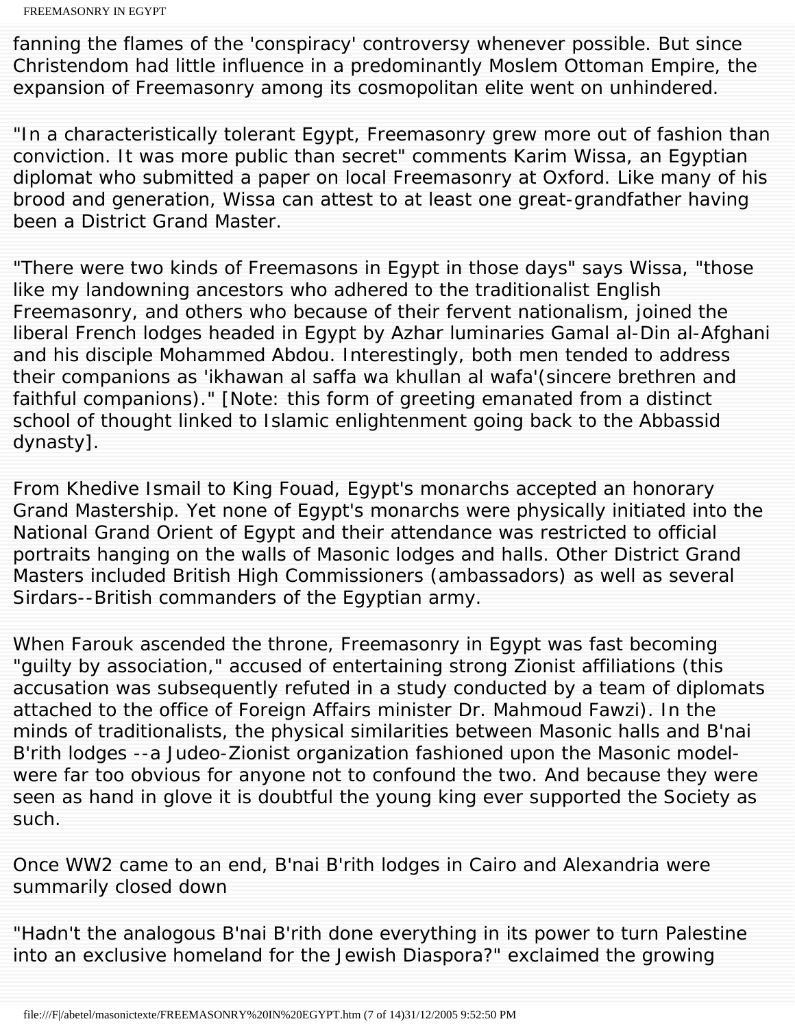fanning the flames of the 'conspiracy' controversy whenever possible. But since Christendom had little influence in a predominantly Moslem Ottoman Empire, the expansion of Freemasonry among its cosmopolitan elite went on unhindered.

"In a characteristically tolerant Egypt, Freemasonry grew more out of fashion than conviction. It was more public than secret" comments Karim Wissa, an Egyptian diplomat who submitted a paper on local Freemasonry at Oxford. Like many of his brood and generation, Wissa can attest to at least one great-grandfather having been a District Grand Master.

"There were two kinds of Freemasons in Egypt in those days" says Wissa, "those like my landowning ancestors who adhered to the traditionalist English Freemasonry, and others who because of their fervent nationalism, joined the liberal French lodges headed in Egypt by Azhar luminaries Gamal al-Din al-Afghani and his disciple Mohammed Abdou. Interestingly, both men tended to address their companions as 'ikhawan al saffa wa khullan al wafa'(sincere brethren and faithful companions)." [Note: this form of greeting emanated from a distinct school of thought linked to Islamic enlightenment going back to the Abbassid dynasty].

From Khedive Ismail to King Fouad, Egypt's monarchs accepted an honorary Grand Mastership. Yet none of Egypt's monarchs were physically initiated into the National Grand Orient of Egypt and their attendance was restricted to official portraits hanging on the walls of Masonic lodges and halls. Other District Grand Masters included British High Commissioners (ambassadors) as well as several Sirdars--British commanders of the Egyptian army.

When Farouk ascended the throne, Freemasonry in Egypt was fast becoming "guilty by association," accused of entertaining strong Zionist affiliations (this accusation was subsequently refuted in a study conducted by a team of diplomats attached to the office of Foreign Affairs minister Dr. Mahmoud Fawzi). In the minds of traditionalists, the physical similarities between Masonic halls and B'nai B'rith lodges --a Judeo-Zionist organization fashioned upon the Masonic model- were far too obvious for anyone not to confound the two. And because they were seen as hand in glove it is doubtful the young king ever supported the Society as such.

Once WW2 came to an end, B'nai B'rith lodges in Cairo and Alexandria were summarily closed down

"Hadn't the analogous B'nai B'rith done everything in its power to turn Palestine into an exclusive homeland for the Jewish Diaspora?" exclaimed the growing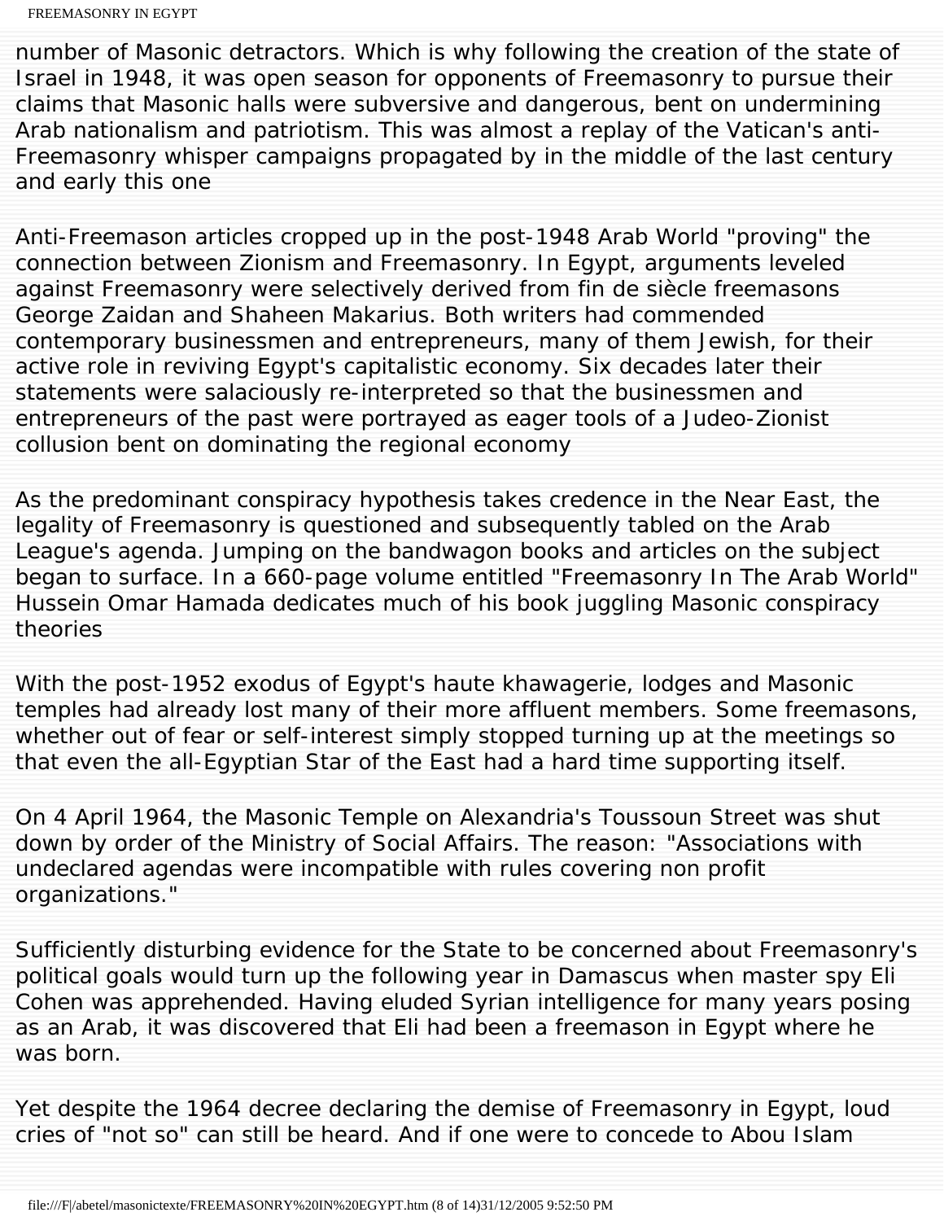number of Masonic detractors. Which is why following the creation of the state of Israel in 1948, it was open season for opponents of Freemasonry to pursue their claims that Masonic halls were subversive and dangerous, bent on undermining Arab nationalism and patriotism. This was almost a replay of the Vatican's anti-Freemasonry whisper campaigns propagated by in the middle of the last century and early this one

Anti-Freemason articles cropped up in the post-1948 Arab World "proving" the connection between Zionism and Freemasonry. In Egypt, arguments leveled against Freemasonry were selectively derived from fin de siècle freemasons George Zaidan and Shaheen Makarius. Both writers had commended contemporary businessmen and entrepreneurs, many of them Jewish, for their active role in reviving Egypt's capitalistic economy. Six decades later their statements were salaciously re-interpreted so that the businessmen and entrepreneurs of the past were portrayed as eager tools of a Judeo-Zionist collusion bent on dominating the regional economy

As the predominant conspiracy hypothesis takes credence in the Near East, the legality of Freemasonry is questioned and subsequently tabled on the Arab League's agenda. Jumping on the bandwagon books and articles on the subject began to surface. In a 660-page volume entitled "Freemasonry In The Arab World" Hussein Omar Hamada dedicates much of his book juggling Masonic conspiracy theories

With the post-1952 exodus of Egypt's haute khawagerie, lodges and Masonic temples had already lost many of their more affluent members. Some freemasons, whether out of fear or self-interest simply stopped turning up at the meetings so that even the all-Egyptian Star of the East had a hard time supporting itself.

On 4 April 1964, the Masonic Temple on Alexandria's Toussoun Street was shut down by order of the Ministry of Social Affairs. The reason: "Associations with undeclared agendas were incompatible with rules covering non profit organizations."

Sufficiently disturbing evidence for the State to be concerned about Freemasonry's political goals would turn up the following year in Damascus when master spy Eli Cohen was apprehended. Having eluded Syrian intelligence for many years posing as an Arab, it was discovered that Eli had been a freemason in Egypt where he was born.

Yet despite the 1964 decree declaring the demise of Freemasonry in Egypt, loud cries of "not so" can still be heard. And if one were to concede to Abou Islam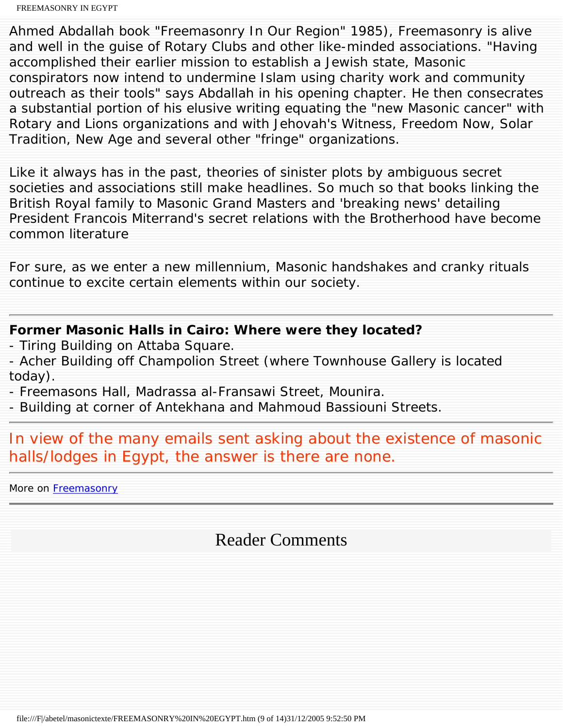Ahmed Abdallah book "Freemasonry In Our Region" 1985), Freemasonry is alive and well in the guise of Rotary Clubs and other like-minded associations. "Having accomplished their earlier mission to establish a Jewish state, Masonic conspirators now intend to undermine Islam using charity work and community outreach as their tools" says Abdallah in his opening chapter. He then consecrates a substantial portion of his elusive writing equating the "new Masonic cancer" with Rotary and Lions organizations and with Jehovah's Witness, Freedom Now, Solar Tradition, New Age and several other "fringe" organizations.

Like it always has in the past, theories of sinister plots by ambiguous secret societies and associations still make headlines. So much so that books linking the British Royal family to Masonic Grand Masters and 'breaking news' detailing President Francois Miterrand's secret relations with the Brotherhood have become common literature

For sure, as we enter a new millennium, Masonic handshakes and cranky rituals continue to excite certain elements within our society.

---

**Former Masonic Halls in Cairo: Where were they located?**

- Tiring Building on Attaba Square.
- Acher Building off Champolion Street (where Townhouse Gallery is located today).
- Freemasons Hall, Madrassa al-Fransawi Street, Mounira.
- Building at corner of Antekhana and Mahmoud Bassiouni Streets.

---

In view of the many emails sent asking about the existence of masonic halls/lodges in Egypt, the answer is there are none.

---

More on Freemasonry

---

## Reader Comments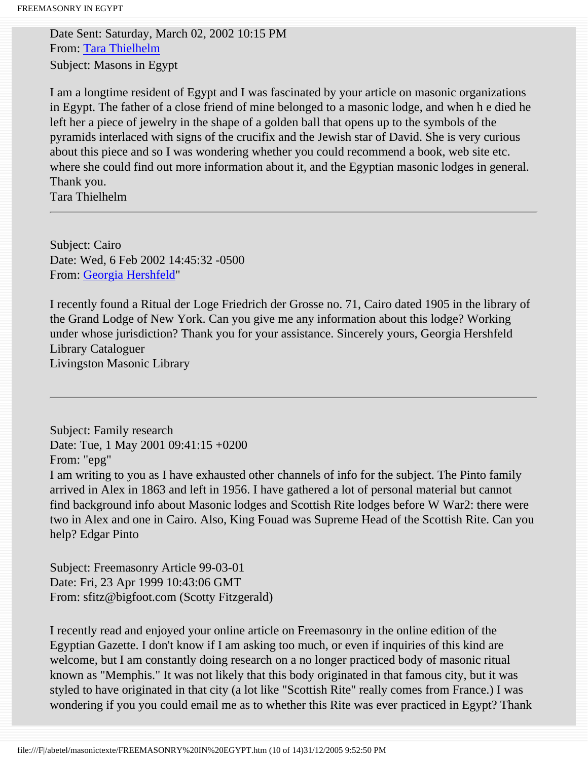Date Sent: Saturday, March 02, 2002 10:15 PM
From: Tara Thielhelm
Subject: Masons in Egypt

I am a longtime resident of Egypt and I was fascinated by your article on masonic organizations in Egypt. The father of a close friend of mine belonged to a masonic lodge, and when h e died he left her a piece of jewelry in the shape of a golden ball that opens up to the symbols of the pyramids interlaced with signs of the crucifix and the Jewish star of David. She is very curious about this piece and so I was wondering whether you could recommend a book, web site etc. where she could find out more information about it, and the Egyptian masonic lodges in general. Thank you.
Tara Thielhelm

---

Subject: Cairo
Date: Wed, 6 Feb 2002 14:45:32 -0500
From: Georgia Hershfeld"

I recently found a Ritual der Loge Friedrich der Grosse no. 71, Cairo dated 1905 in the library of the Grand Lodge of New York. Can you give me any information about this lodge? Working under whose jurisdiction? Thank you for your assistance. Sincerely yours, Georgia Hershfeld
Library Cataloguer
Livingston Masonic Library

---

Subject: Family research
Date: Tue, 1 May 2001 09:41:15 +0200
From: "epg"
I am writing to you as I have exhausted other channels of info for the subject. The Pinto family arrived in Alex in 1863 and left in 1956. I have gathered a lot of personal material but cannot find background info about Masonic lodges and Scottish Rite lodges before W War2: there were two in Alex and one in Cairo. Also, King Fouad was Supreme Head of the Scottish Rite. Can you help? Edgar Pinto

Subject: Freemasonry Article 99-03-01
Date: Fri, 23 Apr 1999 10:43:06 GMT
From: sfitz@bigfoot.com (Scotty Fitzgerald)

I recently read and enjoyed your online article on Freemasonry in the online edition of the Egyptian Gazette. I don't know if I am asking too much, or even if inquiries of this kind are welcome, but I am constantly doing research on a no longer practiced body of masonic ritual known as "Memphis." It was not likely that this body originated in that famous city, but it was styled to have originated in that city (a lot like "Scottish Rite" really comes from France.) I was wondering if you you could email me as to whether this Rite was ever practiced in Egypt? Thank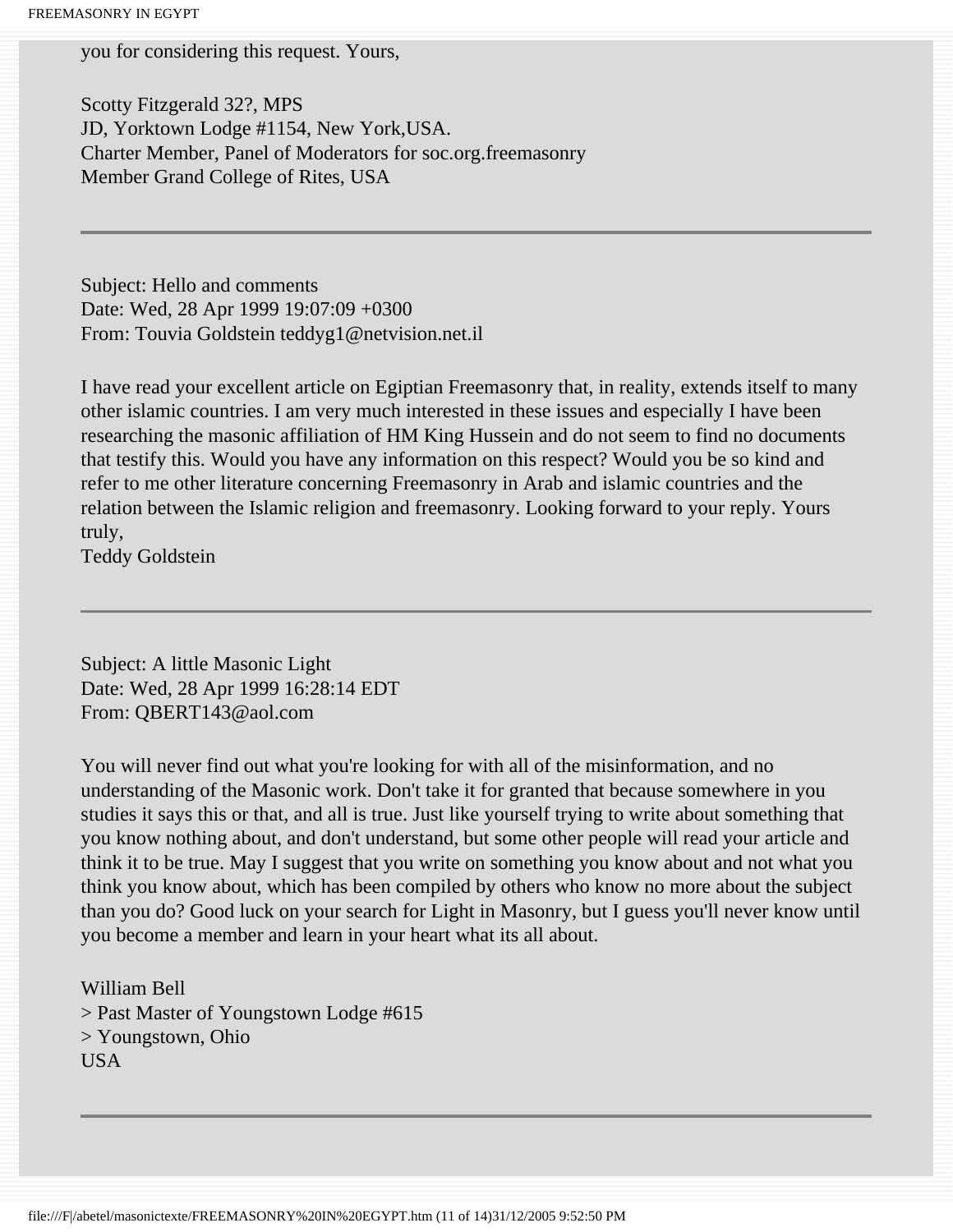you for considering this request. Yours,

Scotty Fitzgerald 32?, MPS
JD, Yorktown Lodge #1154, New York,USA.
Charter Member, Panel of Moderators for soc.org.freemasonry
Member Grand College of Rites, USA

---

Subject: Hello and comments
Date: Wed, 28 Apr 1999 19:07:09 +0300
From: Touvia Goldstein teddyg1@netvision.net.il

I have read your excellent article on Egiptian Freemasonry that, in reality, extends itself to many other islamic countries. I am very much interested in these issues and especially I have been researching the masonic affiliation of HM King Hussein and do not seem to find no documents that testify this. Would you have any information on this respect? Would you be so kind and refer to me other literature concerning Freemasonry in Arab and islamic countries and the relation between the Islamic religion and freemasonry. Looking forward to your reply. Yours truly,
Teddy Goldstein

---

Subject: A little Masonic Light
Date: Wed, 28 Apr 1999 16:28:14 EDT
From: QBERT143@aol.com

You will never find out what you're looking for with all of the misinformation, and no understanding of the Masonic work. Don't take it for granted that because somewhere in you studies it says this or that, and all is true. Just like yourself trying to write about something that you know nothing about, and don't understand, but some other people will read your article and think it to be true. May I suggest that you write on something you know about and not what you think you know about, which has been compiled by others who know no more about the subject than you do? Good luck on your search for Light in Masonry, but I guess you'll never know until you become a member and learn in your heart what its all about.

William Bell
> Past Master of Youngstown Lodge #615
> Youngstown, Ohio
USA

---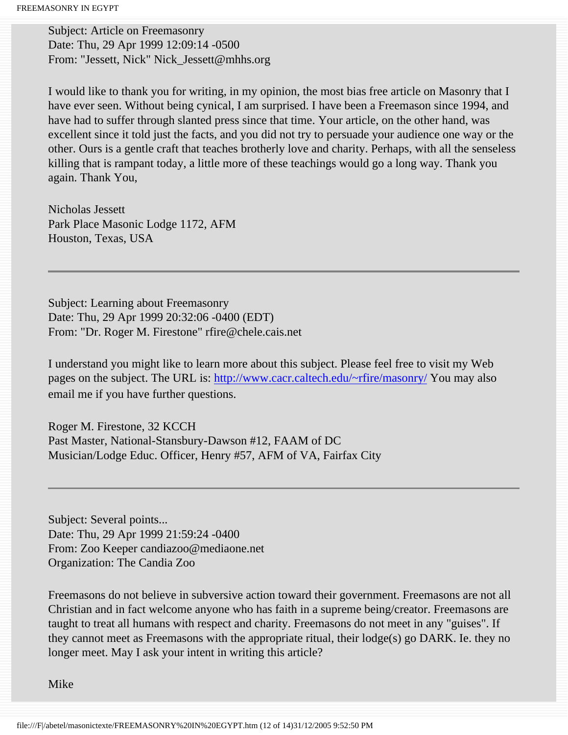Subject: Article on Freemasonry
Date: Thu, 29 Apr 1999 12:09:14 -0500
From: "Jessett, Nick" Nick_Jessett@mhhs.org

I would like to thank you for writing, in my opinion, the most bias free article on Masonry that I have ever seen. Without being cynical, I am surprised. I have been a Freemason since 1994, and have had to suffer through slanted press since that time. Your article, on the other hand, was excellent since it told just the facts, and you did not try to persuade your audience one way or the other. Ours is a gentle craft that teaches brotherly love and charity. Perhaps, with all the senseless killing that is rampant today, a little more of these teachings would go a long way. Thank you again. Thank You,

Nicholas Jessett
Park Place Masonic Lodge 1172, AFM
Houston, Texas, USA

---

Subject: Learning about Freemasonry
Date: Thu, 29 Apr 1999 20:32:06 -0400 (EDT)
From: "Dr. Roger M. Firestone" rfire@chele.cais.net

I understand you might like to learn more about this subject. Please feel free to visit my Web pages on the subject. The URL is: http://www.cacr.caltech.edu/~rfire/masonry/ You may also email me if you have further questions.

Roger M. Firestone, 32 KCCH
Past Master, National-Stansbury-Dawson #12, FAAM of DC
Musician/Lodge Educ. Officer, Henry #57, AFM of VA, Fairfax City

---

Subject: Several points...
Date: Thu, 29 Apr 1999 21:59:24 -0400
From: Zoo Keeper candiazoo@mediaone.net
Organization: The Candia Zoo

Freemasons do not believe in subversive action toward their government. Freemasons are not all Christian and in fact welcome anyone who has faith in a supreme being/creator. Freemasons are taught to treat all humans with respect and charity. Freemasons do not meet in any "guises". If they cannot meet as Freemasons with the appropriate ritual, their lodge(s) go DARK. Ie. they no longer meet. May I ask your intent in writing this article?

Mike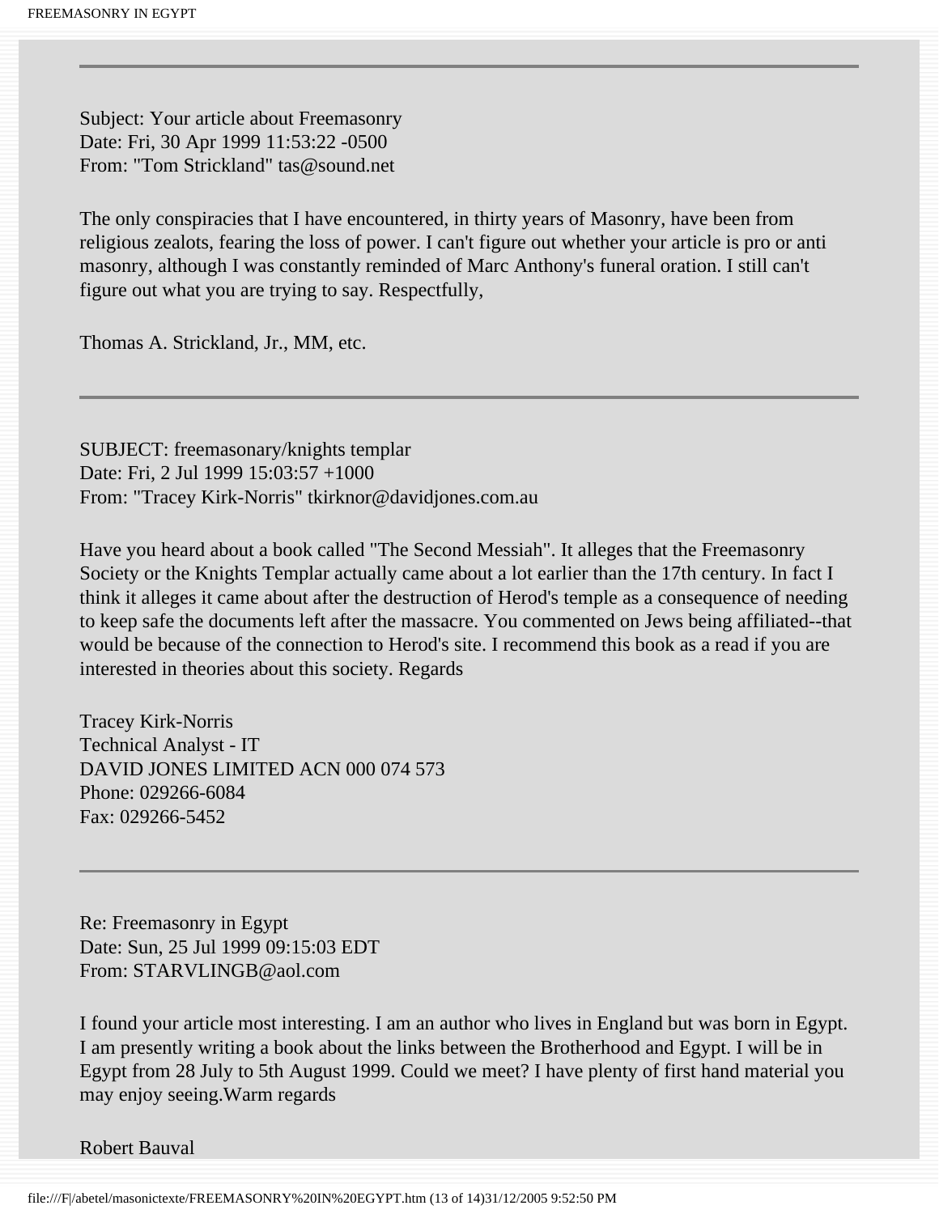---

Subject: Your article about Freemasonry
Date: Fri, 30 Apr 1999 11:53:22 -0500
From: "Tom Strickland" tas@sound.net

The only conspiracies that I have encountered, in thirty years of Masonry, have been from religious zealots, fearing the loss of power. I can't figure out whether your article is pro or anti masonry, although I was constantly reminded of Marc Anthony's funeral oration. I still can't figure out what you are trying to say. Respectfully,

Thomas A. Strickland, Jr., MM, etc.

---

SUBJECT: freemasonary/knights templar
Date: Fri, 2 Jul 1999 15:03:57 +1000
From: "Tracey Kirk-Norris" tkirknor@davidjones.com.au

Have you heard about a book called "The Second Messiah". It alleges that the Freemasonry Society or the Knights Templar actually came about a lot earlier than the 17th century. In fact I think it alleges it came about after the destruction of Herod's temple as a consequence of needing to keep safe the documents left after the massacre. You commented on Jews being affiliated--that would be because of the connection to Herod's site. I recommend this book as a read if you are interested in theories about this society. Regards

Tracey Kirk-Norris
Technical Analyst - IT
DAVID JONES LIMITED ACN 000 074 573
Phone: 029266-6084
Fax: 029266-5452

---

Re: Freemasonry in Egypt
Date: Sun, 25 Jul 1999 09:15:03 EDT
From: STARVLINGB@aol.com

I found your article most interesting. I am an author who lives in England but was born in Egypt. I am presently writing a book about the links between the Brotherhood and Egypt. I will be in Egypt from 28 July to 5th August 1999. Could we meet? I have plenty of first hand material you may enjoy seeing.Warm regards

Robert Bauval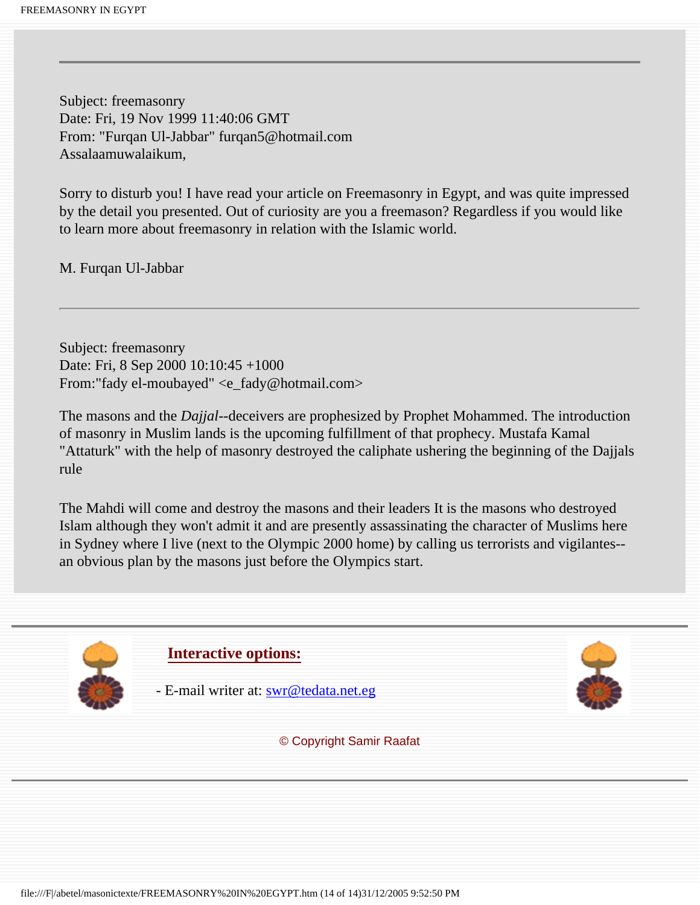---

Subject: freemasonry
Date: Fri, 19 Nov 1999 11:40:06 GMT
From: "Furqan Ul-Jabbar" furqan5@hotmail.com
Assalaamuwalaikum,

Sorry to disturb you! I have read your article on Freemasonry in Egypt, and was quite impressed by the detail you presented. Out of curiosity are you a freemason? Regardless if you would like to learn more about freemasonry in relation with the Islamic world.

M. Furqan Ul-Jabbar

---

Subject: freemasonry
Date: Fri, 8 Sep 2000 10:10:45 +1000
From:"fady el-moubayed" <e_fady@hotmail.com>

The masons and the *Dajjal*--deceivers are prophesized by Prophet Mohammed. The introduction of masonry in Muslim lands is the upcoming fulfillment of that prophecy. Mustafa Kamal "Attaturk" with the help of masonry destroyed the caliphate ushering the beginning of the Dajjals rule

The Mahdi will come and destroy the masons and their leaders It is the masons who destroyed Islam although they won't admit it and are presently assassinating the character of Muslims here in Sydney where I live (next to the Olympic 2000 home) by calling us terrorists and vigilantes--an obvious plan by the masons just before the Olympics start.

---

**Interactive options:**

- E-mail writer at: swr@tedata.net.eg

© Copyright Samir Raafat

---